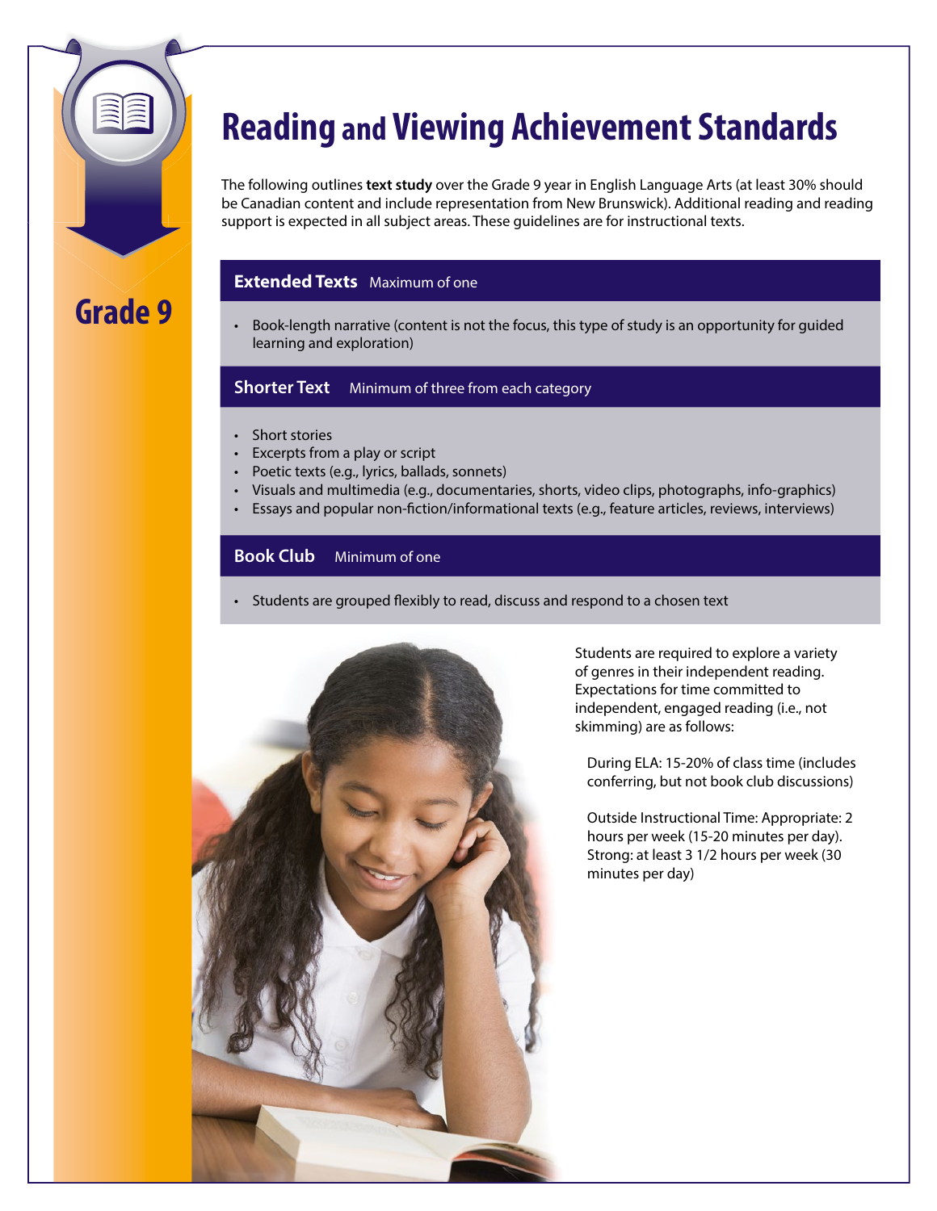# Reading and Viewing Achievement Standards

**Grade 9**

The following outlines **text study** over the Grade 9 year in English Language Arts (at least 30% should be Canadian content and include representation from New Brunswick). Additional reading and reading support is expected in all subject areas. These guidelines are for instructional texts.

### Extended Texts — Maximum of one

- Book-length narrative (content is not the focus, this type of study is an opportunity for guided learning and exploration)

### Shorter Text — Minimum of three from each category

- Short stories
- Excerpts from a play or script
- Poetic texts (e.g., lyrics, ballads, sonnets)
- Visuals and multimedia (e.g., documentaries, shorts, video clips, photographs, info-graphics)
- Essays and popular non-fiction/informational texts (e.g., feature articles, reviews, interviews)

### Book Club — Minimum of one

- Students are grouped flexibly to read, discuss and respond to a chosen text

Students are required to explore a variety of genres in their independent reading. Expectations for time committed to independent, engaged reading (i.e., not skimming) are as follows:

During ELA: 15-20% of class time (includes conferring, but not book club discussions)

Outside Instructional Time: Appropriate: 2 hours per week (15-20 minutes per day). Strong: at least 3 1/2 hours per week (30 minutes per day)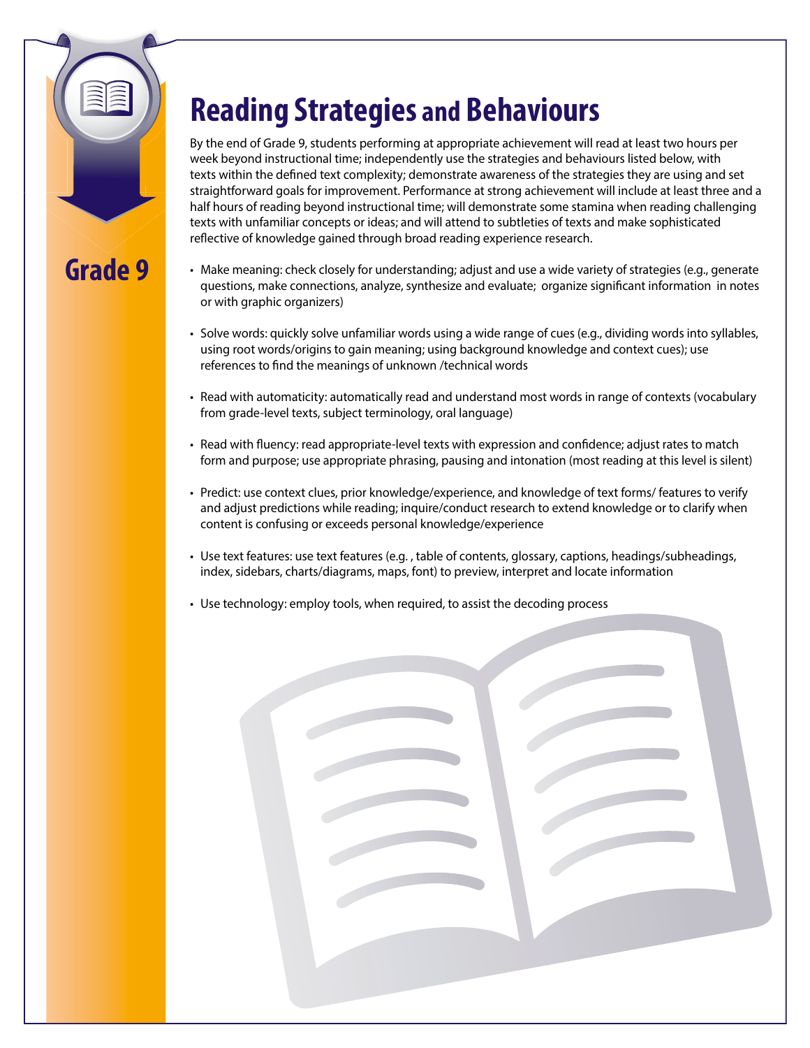# Reading Strategies and Behaviours

## Grade 9

By the end of Grade 9, students performing at appropriate achievement will read at least two hours per week beyond instructional time; independently use the strategies and behaviours listed below, with texts within the defined text complexity; demonstrate awareness of the strategies they are using and set straightforward goals for improvement. Performance at strong achievement will include at least three and a half hours of reading beyond instructional time; will demonstrate some stamina when reading challenging texts with unfamiliar concepts or ideas; and will attend to subtleties of texts and make sophisticated reflective of knowledge gained through broad reading experience research.

- Make meaning: check closely for understanding; adjust and use a wide variety of strategies (e.g., generate questions, make connections, analyze, synthesize and evaluate; organize significant information in notes or with graphic organizers)
- Solve words: quickly solve unfamiliar words using a wide range of cues (e.g., dividing words into syllables, using root words/origins to gain meaning; using background knowledge and context cues); use references to find the meanings of unknown /technical words
- Read with automaticity: automatically read and understand most words in range of contexts (vocabulary from grade-level texts, subject terminology, oral language)
- Read with fluency: read appropriate-level texts with expression and confidence; adjust rates to match form and purpose; use appropriate phrasing, pausing and intonation (most reading at this level is silent)
- Predict: use context clues, prior knowledge/experience, and knowledge of text forms/ features to verify and adjust predictions while reading; inquire/conduct research to extend knowledge or to clarify when content is confusing or exceeds personal knowledge/experience
- Use text features: use text features (e.g. , table of contents, glossary, captions, headings/subheadings, index, sidebars, charts/diagrams, maps, font) to preview, interpret and locate information
- Use technology: employ tools, when required, to assist the decoding process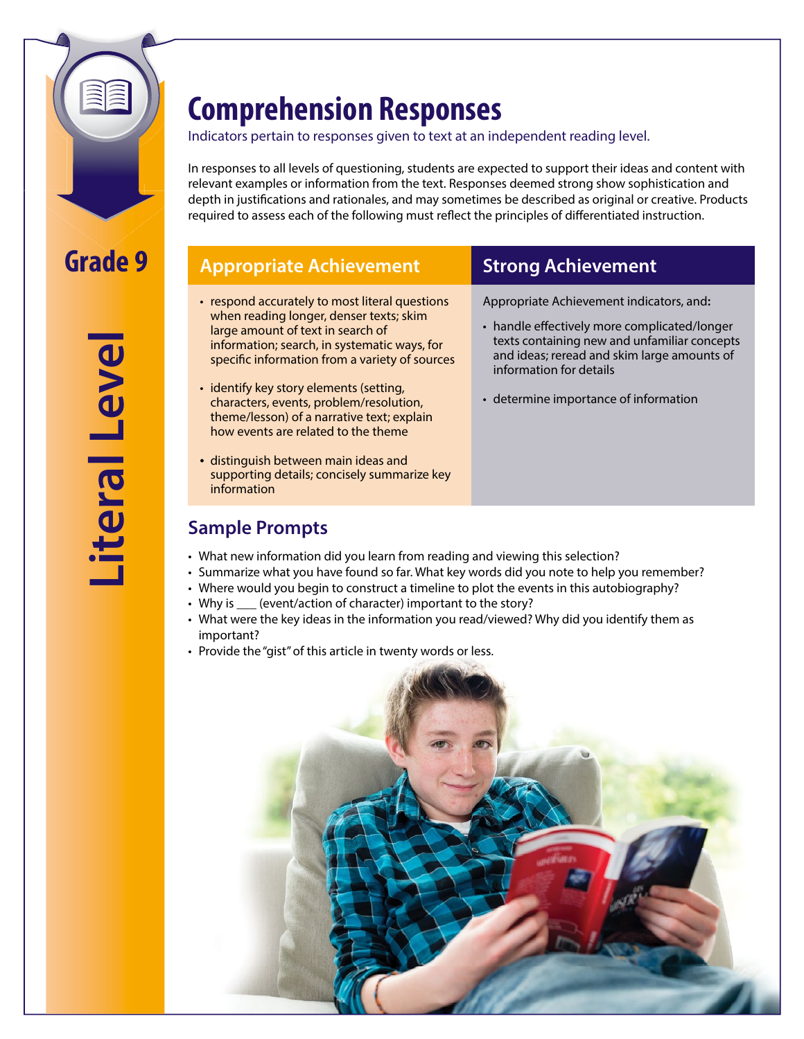Grade 9

Literal Level

# Comprehension Responses

Indicators pertain to responses given to text at an independent reading level.

In responses to all levels of questioning, students are expected to support their ideas and content with relevant examples or information from the text. Responses deemed strong show sophistication and depth in justifications and rationales, and may sometimes be described as original or creative. Products required to assess each of the following must reflect the principles of differentiated instruction.

| Appropriate Achievement | Strong Achievement |
| --- | --- |
| • respond accurately to most literal questions when reading longer, denser texts; skim large amount of text in search of information; search, in systematic ways, for specific information from a variety of sources<br>• identify key story elements (setting, characters, events, problem/resolution, theme/lesson) of a narrative text; explain how events are related to the theme<br>• distinguish between main ideas and supporting details; concisely summarize key information | Appropriate Achievement indicators, and:<br>• handle effectively more complicated/longer texts containing new and unfamiliar concepts and ideas; reread and skim large amounts of information for details<br>• determine importance of information |

## Sample Prompts

- What new information did you learn from reading and viewing this selection?
- Summarize what you have found so far. What key words did you note to help you remember?
- Where would you begin to construct a timeline to plot the events in this autobiography?
- Why is ___ (event/action of character) important to the story?
- What were the key ideas in the information you read/viewed? Why did you identify them as important?
- Provide the "gist" of this article in twenty words or less.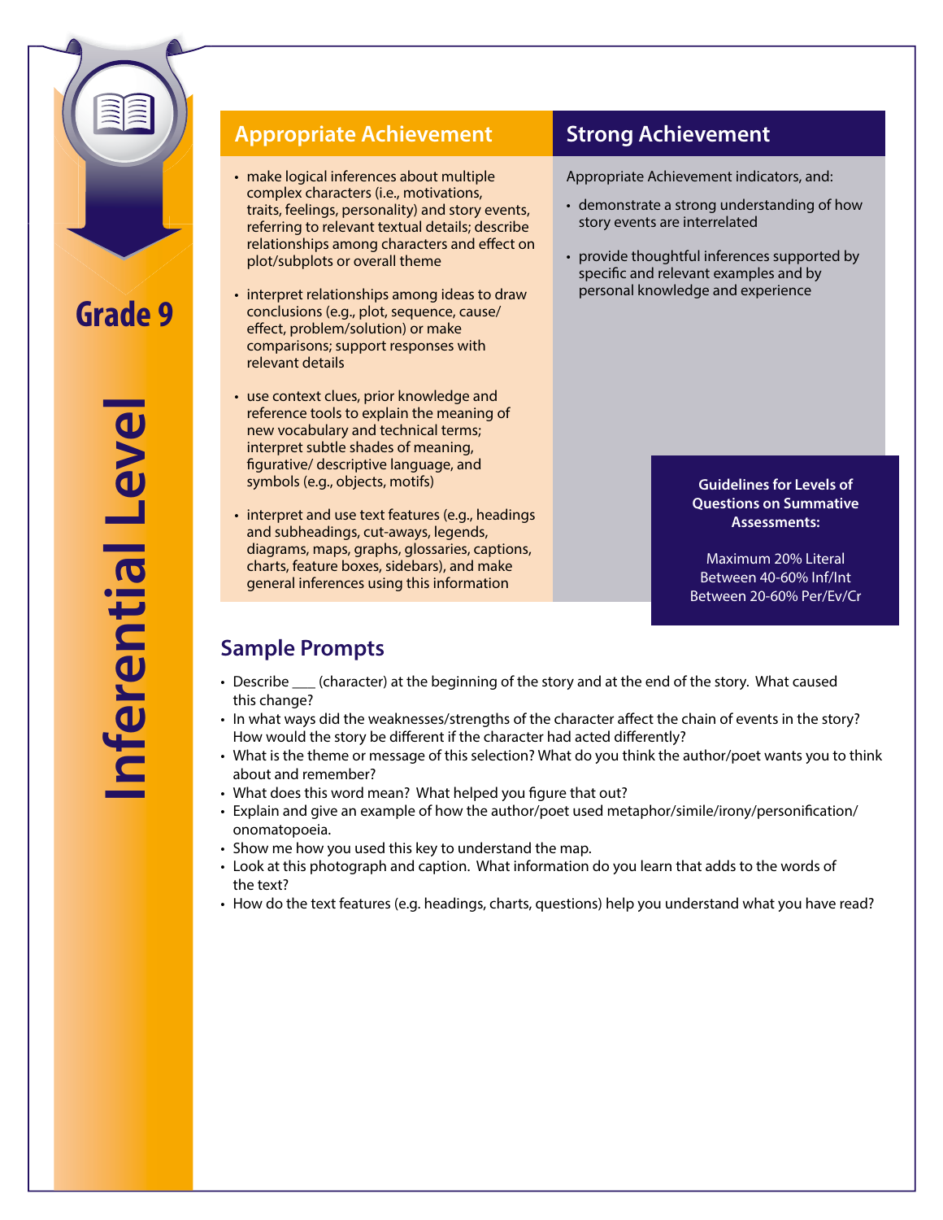# Grade 9

# Inferential Level

## Appropriate Achievement

- make logical inferences about multiple complex characters (i.e., motivations, traits, feelings, personality) and story events, referring to relevant textual details; describe relationships among characters and effect on plot/subplots or overall theme
- interpret relationships among ideas to draw conclusions (e.g., plot, sequence, cause/effect, problem/solution) or make comparisons; support responses with relevant details
- use context clues, prior knowledge and reference tools to explain the meaning of new vocabulary and technical terms; interpret subtle shades of meaning, figurative/ descriptive language, and symbols (e.g., objects, motifs)
- interpret and use text features (e.g., headings and subheadings, cut-aways, legends, diagrams, maps, graphs, glossaries, captions, charts, feature boxes, sidebars), and make general inferences using this information

## Strong Achievement

Appropriate Achievement indicators, and:

- demonstrate a strong understanding of how story events are interrelated
- provide thoughtful inferences supported by specific and relevant examples and by personal knowledge and experience

**Guidelines for Levels of Questions on Summative Assessments:**

Maximum 20% Literal
Between 40-60% Inf/Int
Between 20-60% Per/Ev/Cr

## Sample Prompts

- Describe ___ (character) at the beginning of the story and at the end of the story. What caused this change?
- In what ways did the weaknesses/strengths of the character affect the chain of events in the story? How would the story be different if the character had acted differently?
- What is the theme or message of this selection? What do you think the author/poet wants you to think about and remember?
- What does this word mean? What helped you figure that out?
- Explain and give an example of how the author/poet used metaphor/simile/irony/personification/ onomatopoeia.
- Show me how you used this key to understand the map.
- Look at this photograph and caption. What information do you learn that adds to the words of the text?
- How do the text features (e.g. headings, charts, questions) help you understand what you have read?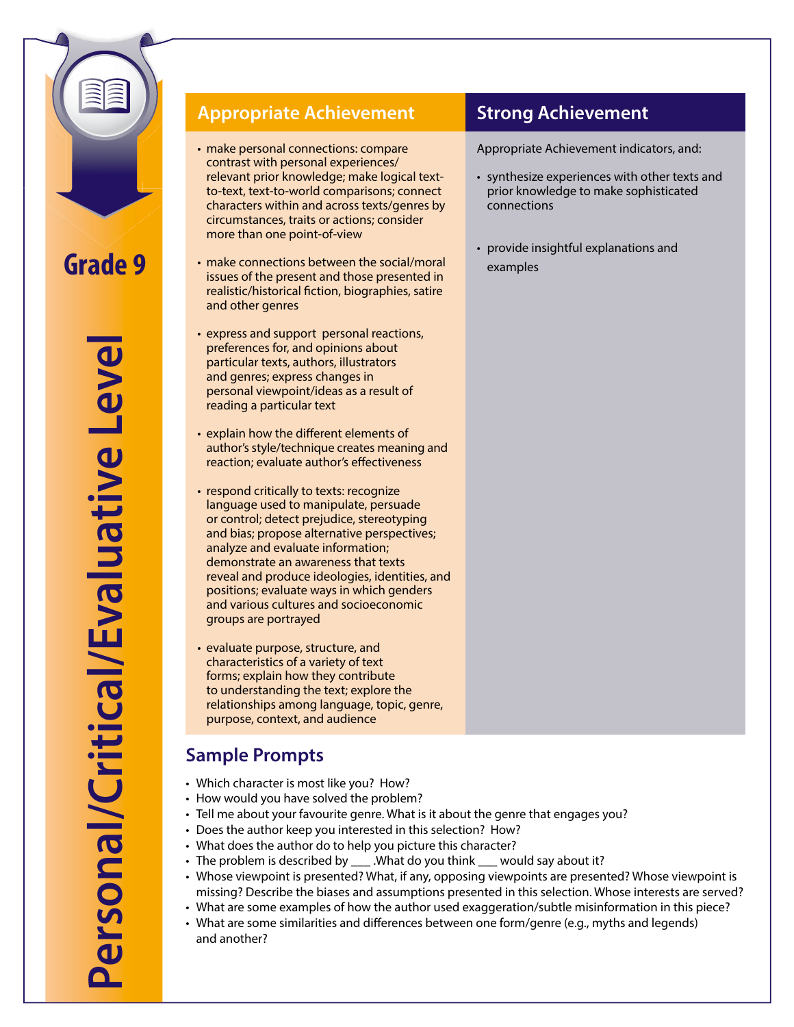# Grade 9

# Personal/Critical/Evaluative Level

| Appropriate Achievement | Strong Achievement |
|---|---|
| • make personal connections: compare contrast with personal experiences/ relevant prior knowledge; make logical text-to-text, text-to-world comparisons; connect characters within and across texts/genres by circumstances, traits or actions; consider more than one point-of-view<br><br>• make connections between the social/moral issues of the present and those presented in realistic/historical fiction, biographies, satire and other genres<br><br>• express and support personal reactions, preferences for, and opinions about particular texts, authors, illustrators and genres; express changes in personal viewpoint/ideas as a result of reading a particular text<br><br>• explain how the different elements of author's style/technique creates meaning and reaction; evaluate author's effectiveness<br><br>• respond critically to texts: recognize language used to manipulate, persuade or control; detect prejudice, stereotyping and bias; propose alternative perspectives; analyze and evaluate information; demonstrate an awareness that texts reveal and produce ideologies, identities, and positions; evaluate ways in which genders and various cultures and socioeconomic groups are portrayed<br><br>• evaluate purpose, structure, and characteristics of a variety of text forms; explain how they contribute to understanding the text; explore the relationships among language, topic, genre, purpose, context, and audience | Appropriate Achievement indicators, and:<br><br>• synthesize experiences with other texts and prior knowledge to make sophisticated connections<br><br>• provide insightful explanations and examples |

## Sample Prompts

- Which character is most like you? How?
- How would you have solved the problem?
- Tell me about your favourite genre. What is it about the genre that engages you?
- Does the author keep you interested in this selection? How?
- What does the author do to help you picture this character?
- The problem is described by ___ .What do you think ___ would say about it?
- Whose viewpoint is presented? What, if any, opposing viewpoints are presented? Whose viewpoint is missing? Describe the biases and assumptions presented in this selection. Whose interests are served?
- What are some examples of how the author used exaggeration/subtle misinformation in this piece?
- What are some similarities and differences between one form/genre (e.g., myths and legends) and another?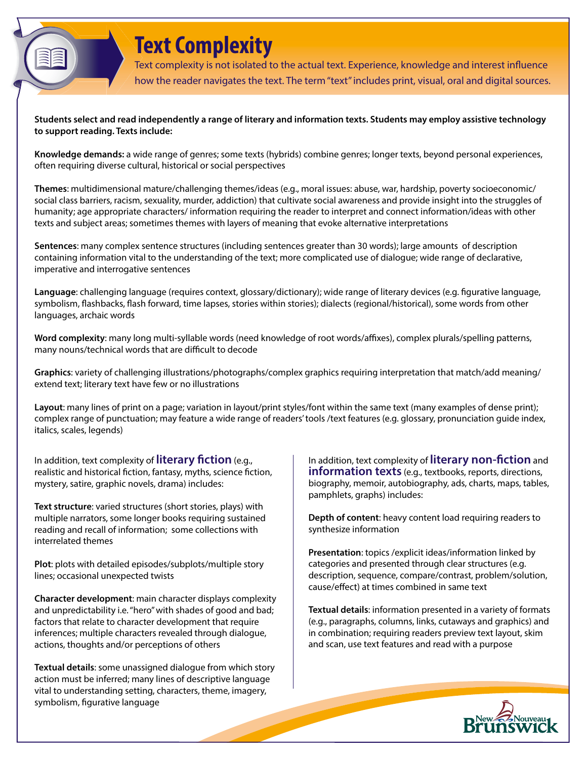# Text Complexity

Text complexity is not isolated to the actual text. Experience, knowledge and interest influence how the reader navigates the text. The term "text" includes print, visual, oral and digital sources.

**Students select and read independently a range of literary and information texts. Students may employ assistive technology to support reading. Texts include:**

**Knowledge demands:** a wide range of genres; some texts (hybrids) combine genres; longer texts, beyond personal experiences, often requiring diverse cultural, historical or social perspectives

**Themes**: multidimensional mature/challenging themes/ideas (e.g., moral issues: abuse, war, hardship, poverty socioeconomic/ social class barriers, racism, sexuality, murder, addiction) that cultivate social awareness and provide insight into the struggles of humanity; age appropriate characters/ information requiring the reader to interpret and connect information/ideas with other texts and subject areas; sometimes themes with layers of meaning that evoke alternative interpretations

**Sentences**: many complex sentence structures (including sentences greater than 30 words); large amounts of description containing information vital to the understanding of the text; more complicated use of dialogue; wide range of declarative, imperative and interrogative sentences

**Language**: challenging language (requires context, glossary/dictionary); wide range of literary devices (e.g. figurative language, symbolism, flashbacks, flash forward, time lapses, stories within stories); dialects (regional/historical), some words from other languages, archaic words

**Word complexity**: many long multi-syllable words (need knowledge of root words/affixes), complex plurals/spelling patterns, many nouns/technical words that are difficult to decode

**Graphics**: variety of challenging illustrations/photographs/complex graphics requiring interpretation that match/add meaning/ extend text; literary text have few or no illustrations

**Layout**: many lines of print on a page; variation in layout/print styles/font within the same text (many examples of dense print); complex range of punctuation; may feature a wide range of readers' tools /text features (e.g. glossary, pronunciation guide index, italics, scales, legends)

In addition, text complexity of **literary fiction** (e.g., realistic and historical fiction, fantasy, myths, science fiction, mystery, satire, graphic novels, drama) includes:

**Text structure**: varied structures (short stories, plays) with multiple narrators, some longer books requiring sustained reading and recall of information; some collections with interrelated themes

**Plot**: plots with detailed episodes/subplots/multiple story lines; occasional unexpected twists

**Character development**: main character displays complexity and unpredictability i.e. "hero" with shades of good and bad; factors that relate to character development that require inferences; multiple characters revealed through dialogue, actions, thoughts and/or perceptions of others

**Textual details**: some unassigned dialogue from which story action must be inferred; many lines of descriptive language vital to understanding setting, characters, theme, imagery, symbolism, figurative language

In addition, text complexity of **literary non-fiction** and **information texts** (e.g., textbooks, reports, directions, biography, memoir, autobiography, ads, charts, maps, tables, pamphlets, graphs) includes:

**Depth of content**: heavy content load requiring readers to synthesize information

**Presentation**: topics /explicit ideas/information linked by categories and presented through clear structures (e.g. description, sequence, compare/contrast, problem/solution, cause/effect) at times combined in same text

**Textual details**: information presented in a variety of formats (e.g., paragraphs, columns, links, cutaways and graphics) and in combination; requiring readers preview text layout, skim and scan, use text features and read with a purpose